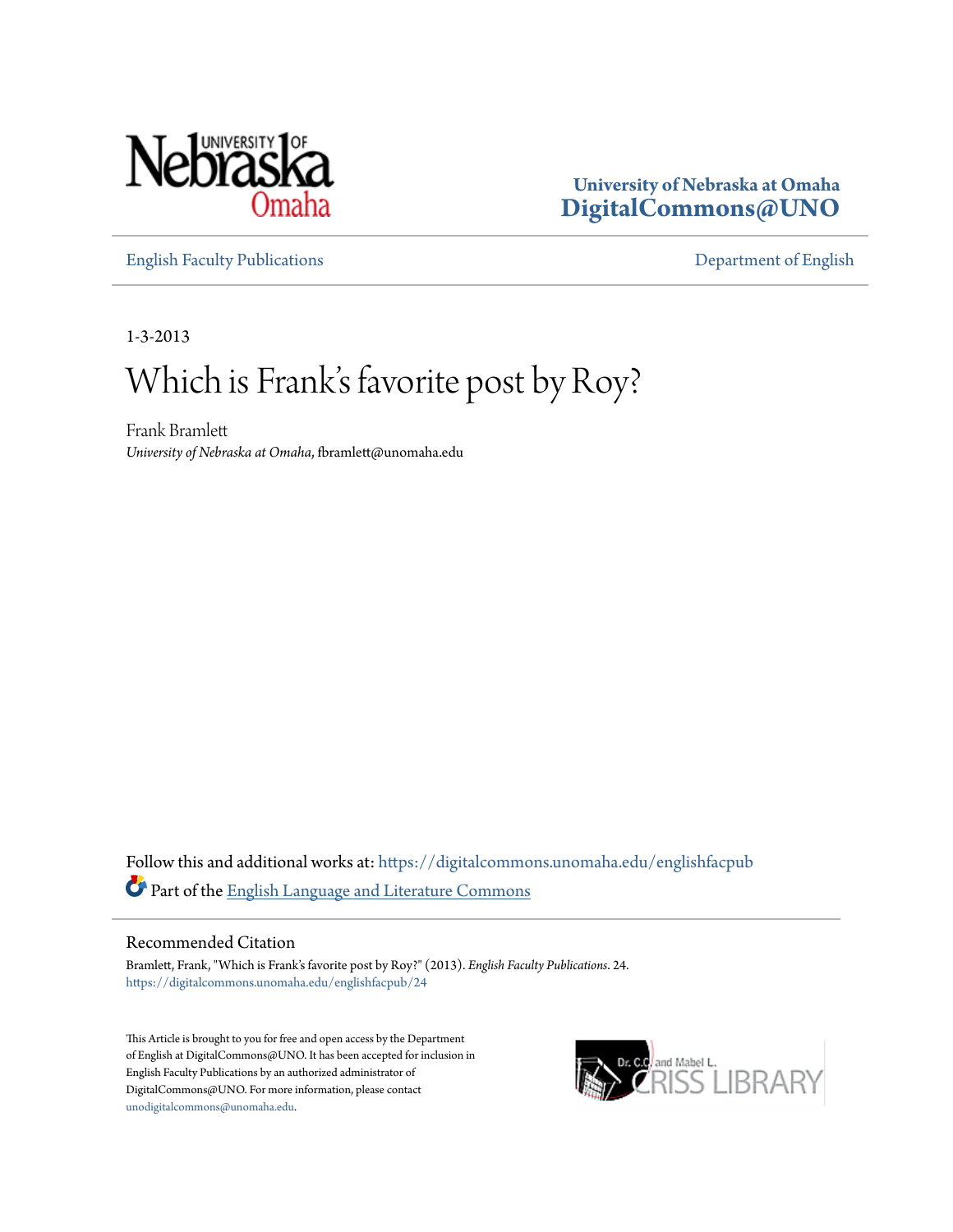University of Nebraska at Omaha
**DigitalCommons@UNO**

English Faculty Publications | Department of English

1-3-2013

# Which is Frank's favorite post by Roy?

Frank Bramlett
*University of Nebraska at Omaha*, fbramlett@unomaha.edu

Follow this and additional works at: https://digitalcommons.unomaha.edu/englishfacpub

Part of the English Language and Literature Commons

## Recommended Citation

Bramlett, Frank, "Which is Frank's favorite post by Roy?" (2013). *English Faculty Publications*. 24.
https://digitalcommons.unomaha.edu/englishfacpub/24

This Article is brought to you for free and open access by the Department of English at DigitalCommons@UNO. It has been accepted for inclusion in English Faculty Publications by an authorized administrator of DigitalCommons@UNO. For more information, please contact unodigitalcommons@unomaha.edu.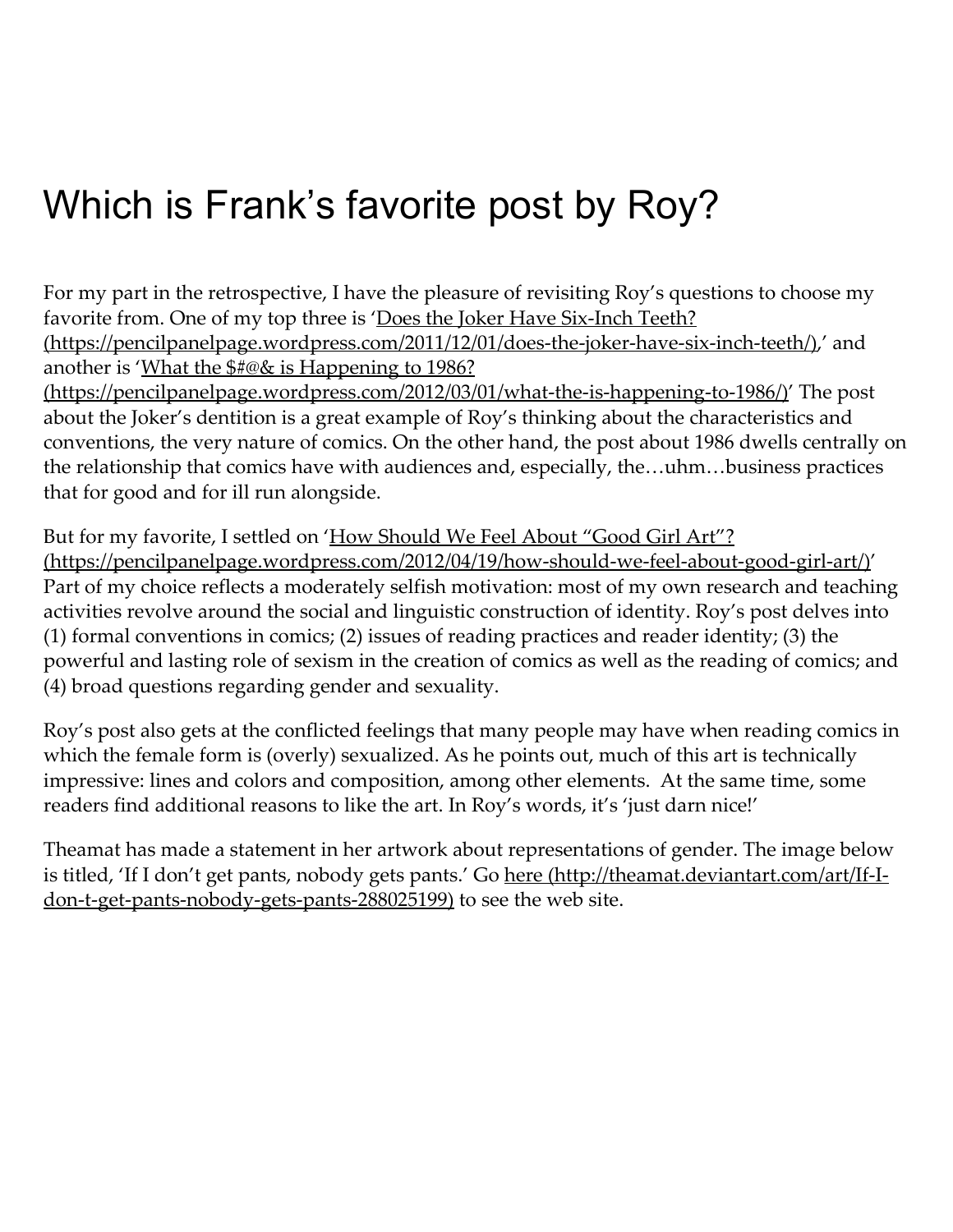# Which is Frank's favorite post by Roy?

For my part in the retrospective, I have the pleasure of revisiting Roy's questions to choose my favorite from. One of my top three is '[Does the Joker Have Six-Inch Teeth? (https://pencilpanelpage.wordpress.com/2011/12/01/does-the-joker-have-six-inch-teeth/)](https://pencilpanelpage.wordpress.com/2011/12/01/does-the-joker-have-six-inch-teeth/),' and another is '[What the $#@& is Happening to 1986? (https://pencilpanelpage.wordpress.com/2012/03/01/what-the-is-happening-to-1986/)](https://pencilpanelpage.wordpress.com/2012/03/01/what-the-is-happening-to-1986/)' The post about the Joker's dentition is a great example of Roy's thinking about the characteristics and conventions, the very nature of comics. On the other hand, the post about 1986 dwells centrally on the relationship that comics have with audiences and, especially, the…uhm…business practices that for good and for ill run alongside.

But for my favorite, I settled on '[How Should We Feel About "Good Girl Art"? (https://pencilpanelpage.wordpress.com/2012/04/19/how-should-we-feel-about-good-girl-art/)](https://pencilpanelpage.wordpress.com/2012/04/19/how-should-we-feel-about-good-girl-art/)' Part of my choice reflects a moderately selfish motivation: most of my own research and teaching activities revolve around the social and linguistic construction of identity. Roy's post delves into (1) formal conventions in comics; (2) issues of reading practices and reader identity; (3) the powerful and lasting role of sexism in the creation of comics as well as the reading of comics; and (4) broad questions regarding gender and sexuality.

Roy's post also gets at the conflicted feelings that many people may have when reading comics in which the female form is (overly) sexualized. As he points out, much of this art is technically impressive: lines and colors and composition, among other elements. At the same time, some readers find additional reasons to like the art. In Roy's words, it's 'just darn nice!'

Theamat has made a statement in her artwork about representations of gender. The image below is titled, 'If I don't get pants, nobody gets pants.' Go [here (http://theamat.deviantart.com/art/If-I-don-t-get-pants-nobody-gets-pants-288025199)](http://theamat.deviantart.com/art/If-I-don-t-get-pants-nobody-gets-pants-288025199) to see the web site.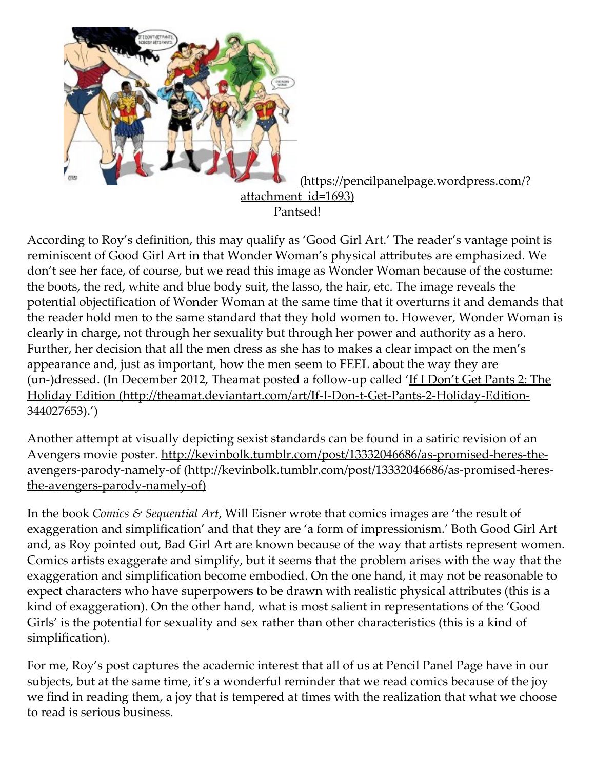[(https://pencilpanelpage.wordpress.com/?attachment_id=1693)](https://pencilpanelpage.wordpress.com/?attachment_id=1693)

Pantsed!

According to Roy's definition, this may qualify as 'Good Girl Art.' The reader's vantage point is reminiscent of Good Girl Art in that Wonder Woman's physical attributes are emphasized. We don't see her face, of course, but we read this image as Wonder Woman because of the costume: the boots, the red, white and blue body suit, the lasso, the hair, etc. The image reveals the potential objectification of Wonder Woman at the same time that it overturns it and demands that the reader hold men to the same standard that they hold women to. However, Wonder Woman is clearly in charge, not through her sexuality but through her power and authority as a hero. Further, her decision that all the men dress as she has to makes a clear impact on the men's appearance and, just as important, how the men seem to FEEL about the way they are (un-)dressed. (In December 2012, Theamat posted a follow-up called '[If I Don't Get Pants 2: The Holiday Edition (http://theamat.deviantart.com/art/If-I-Don-t-Get-Pants-2-Holiday-Edition-344027653)](http://theamat.deviantart.com/art/If-I-Don-t-Get-Pants-2-Holiday-Edition-344027653).')

Another attempt at visually depicting sexist standards can be found in a satiric revision of an Avengers movie poster. [http://kevinbolk.tumblr.com/post/13332046686/as-promised-heres-the-avengers-parody-namely-of (http://kevinbolk.tumblr.com/post/13332046686/as-promised-heres-the-avengers-parody-namely-of)](http://kevinbolk.tumblr.com/post/13332046686/as-promised-heres-the-avengers-parody-namely-of)

In the book *Comics & Sequential Art*, Will Eisner wrote that comics images are 'the result of exaggeration and simplification' and that they are 'a form of impressionism.' Both Good Girl Art and, as Roy pointed out, Bad Girl Art are known because of the way that artists represent women. Comics artists exaggerate and simplify, but it seems that the problem arises with the way that the exaggeration and simplification become embodied. On the one hand, it may not be reasonable to expect characters who have superpowers to be drawn with realistic physical attributes (this is a kind of exaggeration). On the other hand, what is most salient in representations of the 'Good Girls' is the potential for sexuality and sex rather than other characteristics (this is a kind of simplification).

For me, Roy's post captures the academic interest that all of us at Pencil Panel Page have in our subjects, but at the same time, it's a wonderful reminder that we read comics because of the joy we find in reading them, a joy that is tempered at times with the realization that what we choose to read is serious business.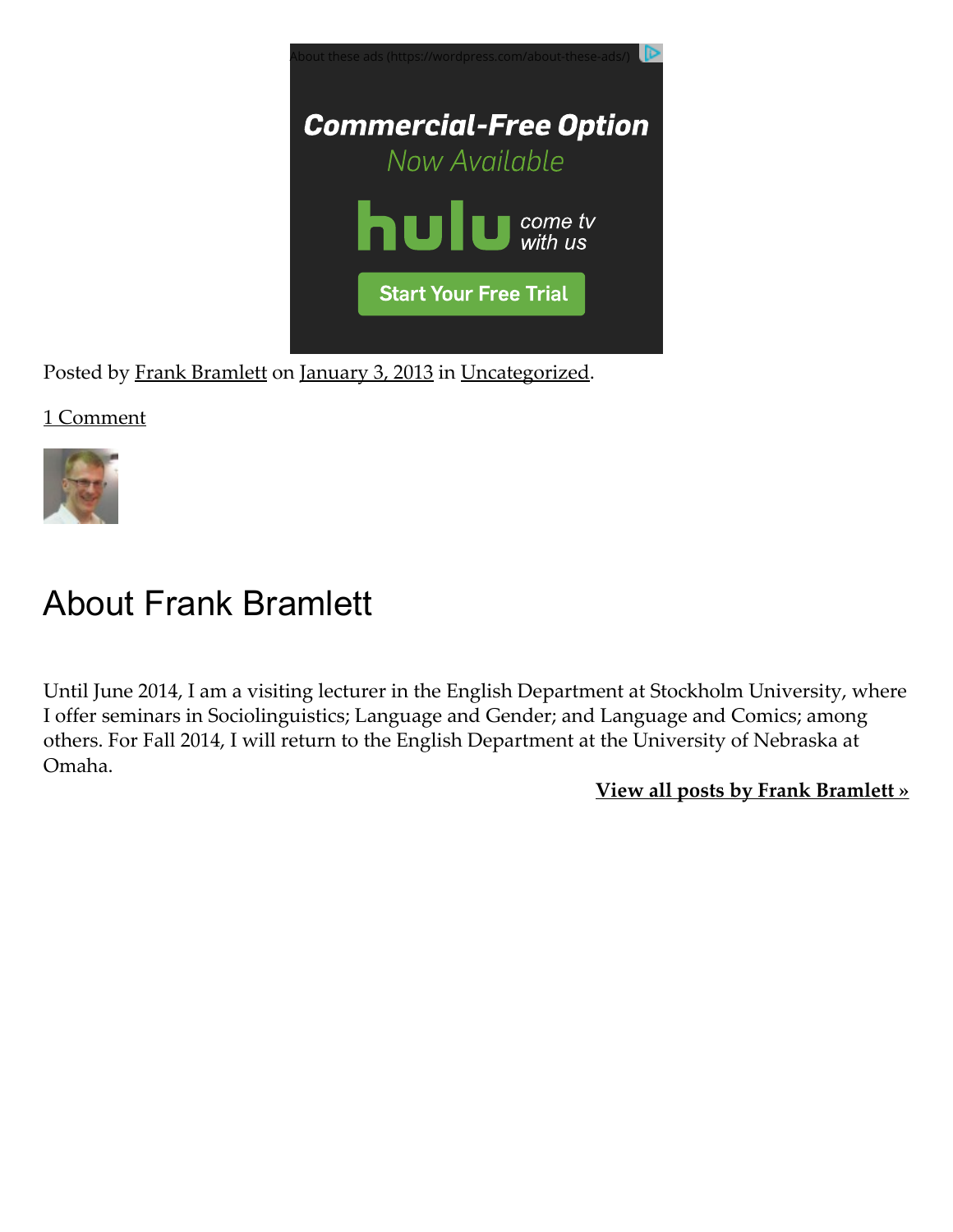About these ads (https://wordpress.com/about-these-ads/)

Commercial-Free Option
Now Available

hulu come tv with us

Start Your Free Trial

Posted by Frank Bramlett on January 3, 2013 in Uncategorized.

1 Comment

## About Frank Bramlett

Until June 2014, I am a visiting lecturer in the English Department at Stockholm University, where I offer seminars in Sociolinguistics; Language and Gender; and Language and Comics; among others. For Fall 2014, I will return to the English Department at the University of Nebraska at Omaha.

**View all posts by Frank Bramlett »**